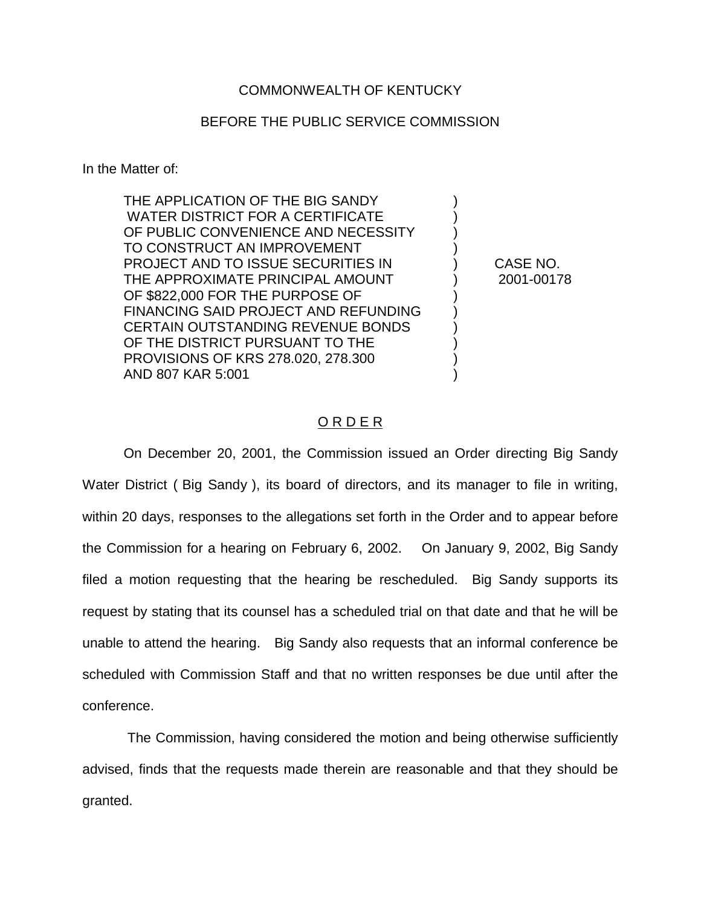COMMONWEALTH OF KENTUCKY

BEFORE THE PUBLIC SERVICE COMMISSION

In the Matter of:

| | | |
|---|---|---|
| THE APPLICATION OF THE BIG SANDY WATER DISTRICT FOR A CERTIFICATE OF PUBLIC CONVENIENCE AND NECESSITY TO CONSTRUCT AN IMPROVEMENT PROJECT AND TO ISSUE SECURITIES IN THE APPROXIMATE PRINCIPAL AMOUNT OF $822,000 FOR THE PURPOSE OF FINANCING SAID PROJECT AND REFUNDING CERTAIN OUTSTANDING REVENUE BONDS OF THE DISTRICT PURSUANT TO THE PROVISIONS OF KRS 278.020, 278.300 AND 807 KAR 5:001 | ) | CASE NO. 2001-00178 |

## O R D E R

On December 20, 2001, the Commission issued an Order directing Big Sandy Water District ( Big Sandy ), its board of directors, and its manager to file in writing, within 20 days, responses to the allegations set forth in the Order and to appear before the Commission for a hearing on February 6, 2002. On January 9, 2002, Big Sandy filed a motion requesting that the hearing be rescheduled. Big Sandy supports its request by stating that its counsel has a scheduled trial on that date and that he will be unable to attend the hearing. Big Sandy also requests that an informal conference be scheduled with Commission Staff and that no written responses be due until after the conference.

The Commission, having considered the motion and being otherwise sufficiently advised, finds that the requests made therein are reasonable and that they should be granted.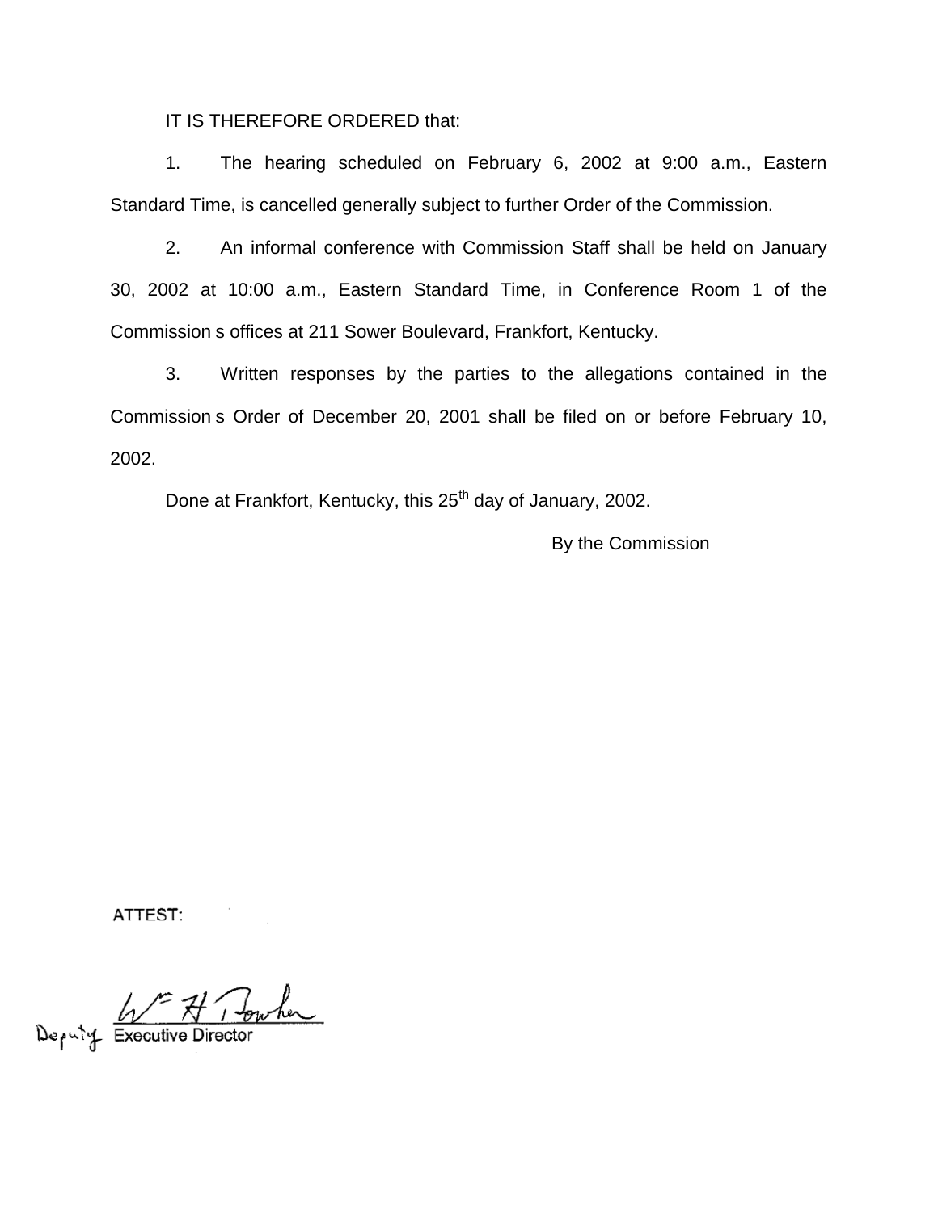IT IS THEREFORE ORDERED that:

1. The hearing scheduled on February 6, 2002 at 9:00 a.m., Eastern Standard Time, is cancelled generally subject to further Order of the Commission.

2. An informal conference with Commission Staff shall be held on January 30, 2002 at 10:00 a.m., Eastern Standard Time, in Conference Room 1 of the Commission s offices at 211 Sower Boulevard, Frankfort, Kentucky.

3. Written responses by the parties to the allegations contained in the Commission s Order of December 20, 2001 shall be filed on or before February 10, 2002.

Done at Frankfort, Kentucky, this 25th day of January, 2002.

By the Commission

ATTEST:

Deputy Executive Director